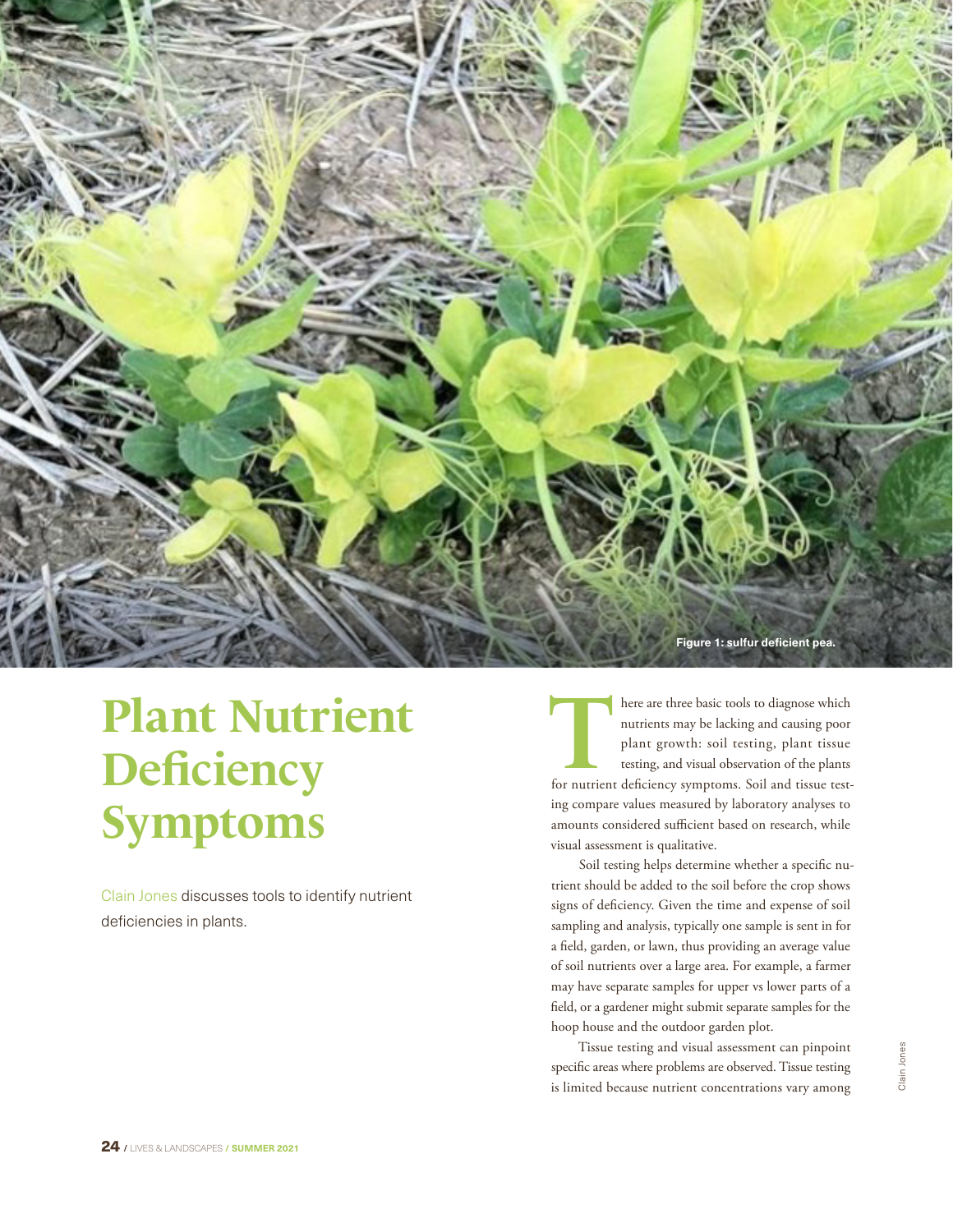Figure 1: sulfur deficient pea.

# Plant Nutrient Deficiency Symptoms

Clain Jones discusses tools to identify nutrient deficiencies in plants.

There are three basic tools to diagnose which nutrients may be lacking and causing poor plant growth: soil testing, plant tissue testing, and visual observation of the plants for nutrient deficiency symptoms. Soil and tissue testing compare values measured by laboratory analyses to amounts considered sufficient based on research, while visual assessment is qualitative.

Soil testing helps determine whether a specific nutrient should be added to the soil before the crop shows signs of deficiency. Given the time and expense of soil sampling and analysis, typically one sample is sent in for a field, garden, or lawn, thus providing an average value of soil nutrients over a large area. For example, a farmer may have separate samples for upper vs lower parts of a field, or a gardener might submit separate samples for the hoop house and the outdoor garden plot.

Tissue testing and visual assessment can pinpoint specific areas where problems are observed. Tissue testing is limited because nutrient concentrations vary among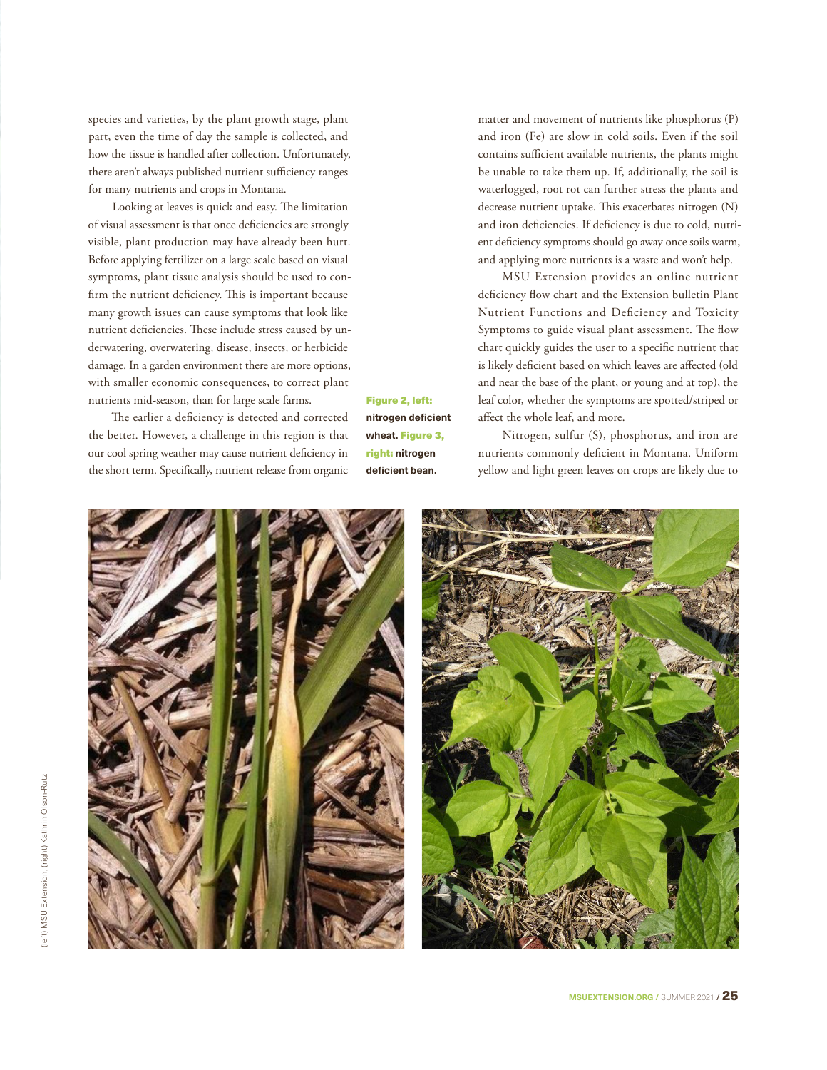species and varieties, by the plant growth stage, plant part, even the time of day the sample is collected, and how the tissue is handled after collection. Unfortunately, there aren't always published nutrient sufficiency ranges for many nutrients and crops in Montana.

Looking at leaves is quick and easy. The limitation of visual assessment is that once deficiencies are strongly visible, plant production may have already been hurt. Before applying fertilizer on a large scale based on visual symptoms, plant tissue analysis should be used to confirm the nutrient deficiency. This is important because many growth issues can cause symptoms that look like nutrient deficiencies. These include stress caused by underwatering, overwatering, disease, insects, or herbicide damage. In a garden environment there are more options, with smaller economic consequences, to correct plant nutrients mid-season, than for large scale farms.

The earlier a deficiency is detected and corrected the better. However, a challenge in this region is that our cool spring weather may cause nutrient deficiency in the short term. Specifically, nutrient release from organic matter and movement of nutrients like phosphorus (P) and iron (Fe) are slow in cold soils. Even if the soil contains sufficient available nutrients, the plants might be unable to take them up. If, additionally, the soil is waterlogged, root rot can further stress the plants and decrease nutrient uptake. This exacerbates nitrogen (N) and iron deficiencies. If deficiency is due to cold, nutrient deficiency symptoms should go away once soils warm, and applying more nutrients is a waste and won't help.

MSU Extension provides an online nutrient deficiency flow chart and the Extension bulletin Plant Nutrient Functions and Deficiency and Toxicity Symptoms to guide visual plant assessment. The flow chart quickly guides the user to a specific nutrient that is likely deficient based on which leaves are affected (old and near the base of the plant, or young and at top), the leaf color, whether the symptoms are spotted/striped or affect the whole leaf, and more.

Nitrogen, sulfur (S), phosphorus, and iron are nutrients commonly deficient in Montana. Uniform yellow and light green leaves on crops are likely due to

**Figure 2, left:** nitrogen deficient wheat. **Figure 3, right:** nitrogen deficient bean.

(left) MSU Extension, (right) Kathrin Olson-Rutz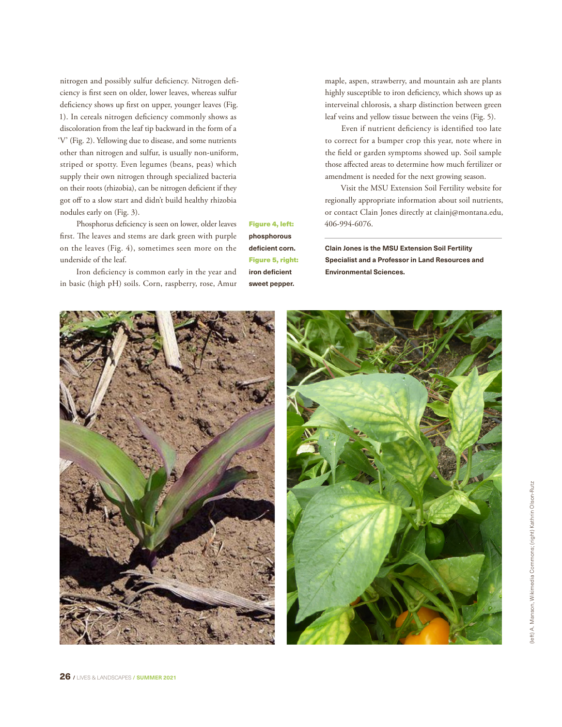nitrogen and possibly sulfur deficiency. Nitrogen deficiency is first seen on older, lower leaves, whereas sulfur deficiency shows up first on upper, younger leaves (Fig. 1). In cereals nitrogen deficiency commonly shows as discoloration from the leaf tip backward in the form of a 'V' (Fig. 2). Yellowing due to disease, and some nutrients other than nitrogen and sulfur, is usually non-uniform, striped or spotty. Even legumes (beans, peas) which supply their own nitrogen through specialized bacteria on their roots (rhizobia), can be nitrogen deficient if they got off to a slow start and didn't build healthy rhizobia nodules early on (Fig. 3).

Phosphorus deficiency is seen on lower, older leaves first. The leaves and stems are dark green with purple on the leaves (Fig. 4), sometimes seen more on the underside of the leaf.

Iron deficiency is common early in the year and in basic (high pH) soils. Corn, raspberry, rose, Amur maple, aspen, strawberry, and mountain ash are plants highly susceptible to iron deficiency, which shows up as interveinal chlorosis, a sharp distinction between green leaf veins and yellow tissue between the veins (Fig. 5).

Even if nutrient deficiency is identified too late to correct for a bumper crop this year, note where in the field or garden symptoms showed up. Soil sample those affected areas to determine how much fertilizer or amendment is needed for the next growing season.

Visit the MSU Extension Soil Fertility website for regionally appropriate information about soil nutrients, or contact Clain Jones directly at clainj@montana.edu, 406-994-6076.

**Clain Jones is the MSU Extension Soil Fertility Specialist and a Professor in Land Resources and Environmental Sciences.**

**Figure 4, left: phosphorous deficient corn. Figure 5, right: iron deficient sweet pepper.**

(left) A. Manson, Wikimedia Commons; (right) Kathrin Olson-Rutz